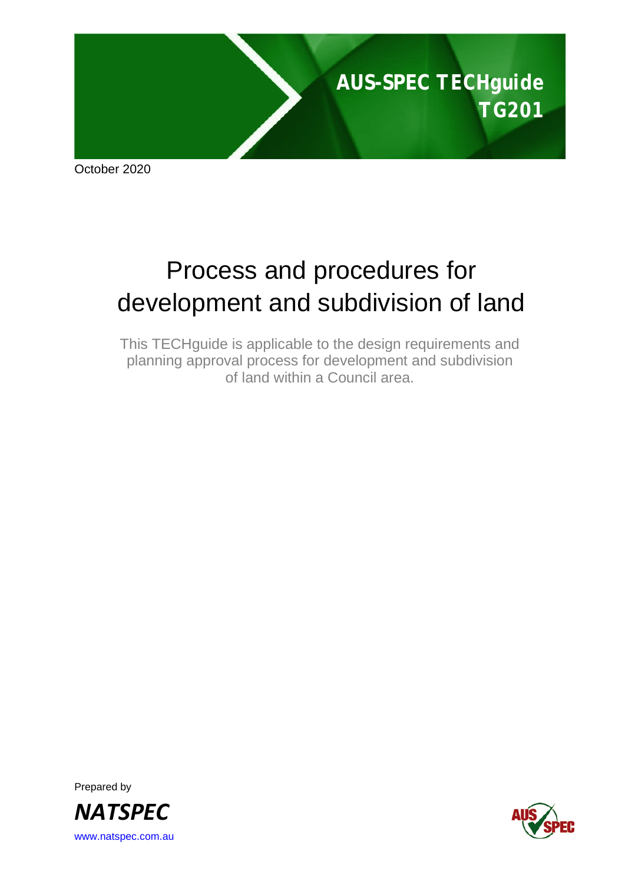**AUS-SPEC TECHguide**
**TG201**

October 2020

# Process and procedures for development and subdivision of land

This TECHguide is applicable to the design requirements and planning approval process for development and subdivision of land within a Council area.

Prepared by

***NATSPEC***

www.natspec.com.au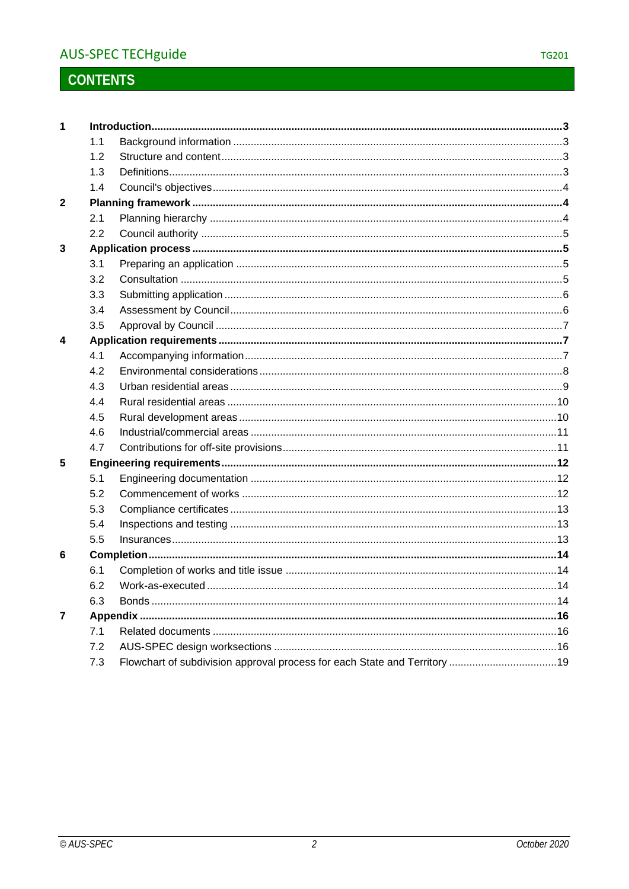# CONTENTS

| | | | |
|---|---|---|---|
| **1** | **Introduction** | | **3** |
| | 1.1 | Background information | 3 |
| | 1.2 | Structure and content | 3 |
| | 1.3 | Definitions | 3 |
| | 1.4 | Council's objectives | 4 |
| **2** | **Planning framework** | | **4** |
| | 2.1 | Planning hierarchy | 4 |
| | 2.2 | Council authority | 5 |
| **3** | **Application process** | | **5** |
| | 3.1 | Preparing an application | 5 |
| | 3.2 | Consultation | 5 |
| | 3.3 | Submitting application | 6 |
| | 3.4 | Assessment by Council | 6 |
| | 3.5 | Approval by Council | 7 |
| **4** | **Application requirements** | | **7** |
| | 4.1 | Accompanying information | 7 |
| | 4.2 | Environmental considerations | 8 |
| | 4.3 | Urban residential areas | 9 |
| | 4.4 | Rural residential areas | 10 |
| | 4.5 | Rural development areas | 10 |
| | 4.6 | Industrial/commercial areas | 11 |
| | 4.7 | Contributions for off-site provisions | 11 |
| **5** | **Engineering requirements** | | **12** |
| | 5.1 | Engineering documentation | 12 |
| | 5.2 | Commencement of works | 12 |
| | 5.3 | Compliance certificates | 13 |
| | 5.4 | Inspections and testing | 13 |
| | 5.5 | Insurances | 13 |
| **6** | **Completion** | | **14** |
| | 6.1 | Completion of works and title issue | 14 |
| | 6.2 | Work-as-executed | 14 |
| | 6.3 | Bonds | 14 |
| **7** | **Appendix** | | **16** |
| | 7.1 | Related documents | 16 |
| | 7.2 | AUS-SPEC design worksections | 16 |
| | 7.3 | Flowchart of subdivision approval process for each State and Territory | 19 |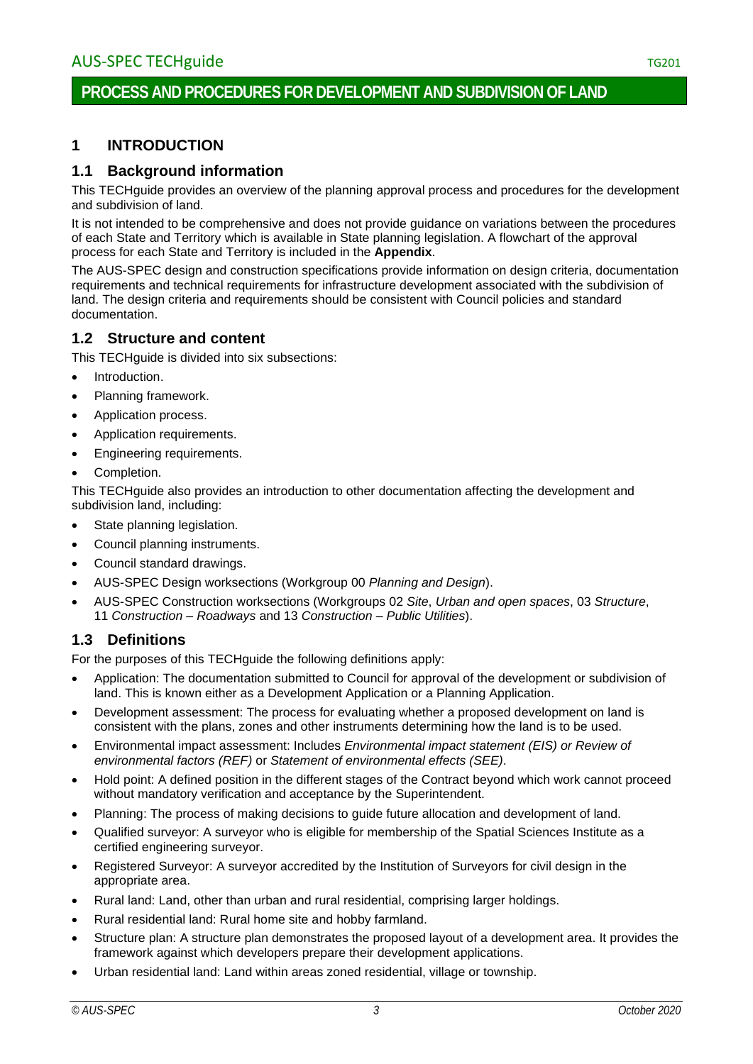# PROCESS AND PROCEDURES FOR DEVELOPMENT AND SUBDIVISION OF LAND

## 1 INTRODUCTION

### 1.1 Background information

This TECHguide provides an overview of the planning approval process and procedures for the development and subdivision of land.

It is not intended to be comprehensive and does not provide guidance on variations between the procedures of each State and Territory which is available in State planning legislation. A flowchart of the approval process for each State and Territory is included in the **Appendix**.

The AUS-SPEC design and construction specifications provide information on design criteria, documentation requirements and technical requirements for infrastructure development associated with the subdivision of land. The design criteria and requirements should be consistent with Council policies and standard documentation.

### 1.2 Structure and content

This TECHguide is divided into six subsections:

- Introduction.
- Planning framework.
- Application process.
- Application requirements.
- Engineering requirements.
- Completion.

This TECHguide also provides an introduction to other documentation affecting the development and subdivision land, including:

- State planning legislation.
- Council planning instruments.
- Council standard drawings.
- AUS-SPEC Design worksections (Workgroup 00 *Planning and Design*).
- AUS-SPEC Construction worksections (Workgroups 02 *Site*, *Urban and open spaces*, 03 *Structure*, 11 *Construction – Roadways* and 13 *Construction – Public Utilities*).

### 1.3 Definitions

For the purposes of this TECHguide the following definitions apply:

- Application: The documentation submitted to Council for approval of the development or subdivision of land. This is known either as a Development Application or a Planning Application.
- Development assessment: The process for evaluating whether a proposed development on land is consistent with the plans, zones and other instruments determining how the land is to be used.
- Environmental impact assessment: Includes *Environmental impact statement (EIS) or Review of environmental factors (REF)* or *Statement of environmental effects (SEE)*.
- Hold point: A defined position in the different stages of the Contract beyond which work cannot proceed without mandatory verification and acceptance by the Superintendent.
- Planning: The process of making decisions to guide future allocation and development of land.
- Qualified surveyor: A surveyor who is eligible for membership of the Spatial Sciences Institute as a certified engineering surveyor.
- Registered Surveyor: A surveyor accredited by the Institution of Surveyors for civil design in the appropriate area.
- Rural land: Land, other than urban and rural residential, comprising larger holdings.
- Rural residential land: Rural home site and hobby farmland.
- Structure plan: A structure plan demonstrates the proposed layout of a development area. It provides the framework against which developers prepare their development applications.
- Urban residential land: Land within areas zoned residential, village or township.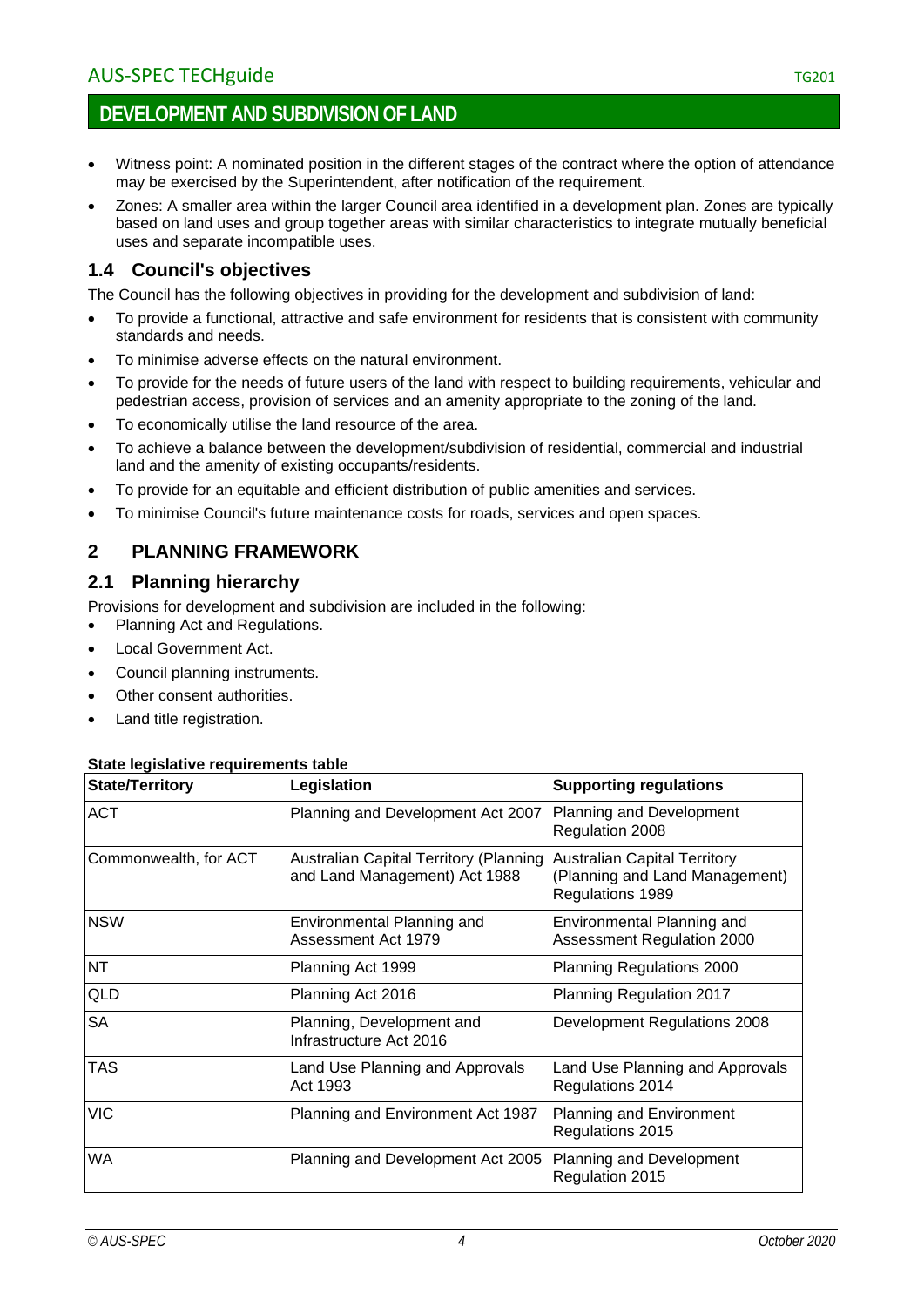- Witness point: A nominated position in the different stages of the contract where the option of attendance may be exercised by the Superintendent, after notification of the requirement.
- Zones: A smaller area within the larger Council area identified in a development plan. Zones are typically based on land uses and group together areas with similar characteristics to integrate mutually beneficial uses and separate incompatible uses.

## 1.4 Council's objectives

The Council has the following objectives in providing for the development and subdivision of land:

- To provide a functional, attractive and safe environment for residents that is consistent with community standards and needs.
- To minimise adverse effects on the natural environment.
- To provide for the needs of future users of the land with respect to building requirements, vehicular and pedestrian access, provision of services and an amenity appropriate to the zoning of the land.
- To economically utilise the land resource of the area.
- To achieve a balance between the development/subdivision of residential, commercial and industrial land and the amenity of existing occupants/residents.
- To provide for an equitable and efficient distribution of public amenities and services.
- To minimise Council's future maintenance costs for roads, services and open spaces.

# 2 PLANNING FRAMEWORK

## 2.1 Planning hierarchy

Provisions for development and subdivision are included in the following:

- Planning Act and Regulations.
- Local Government Act.
- Council planning instruments.
- Other consent authorities.
- Land title registration.

**State legislative requirements table**

| State/Territory | Legislation | Supporting regulations |
|---|---|---|
| ACT | Planning and Development Act 2007 | Planning and Development Regulation 2008 |
| Commonwealth, for ACT | Australian Capital Territory (Planning and Land Management) Act 1988 | Australian Capital Territory (Planning and Land Management) Regulations 1989 |
| NSW | Environmental Planning and Assessment Act 1979 | Environmental Planning and Assessment Regulation 2000 |
| NT | Planning Act 1999 | Planning Regulations 2000 |
| QLD | Planning Act 2016 | Planning Regulation 2017 |
| SA | Planning, Development and Infrastructure Act 2016 | Development Regulations 2008 |
| TAS | Land Use Planning and Approvals Act 1993 | Land Use Planning and Approvals Regulations 2014 |
| VIC | Planning and Environment Act 1987 | Planning and Environment Regulations 2015 |
| WA | Planning and Development Act 2005 | Planning and Development Regulation 2015 |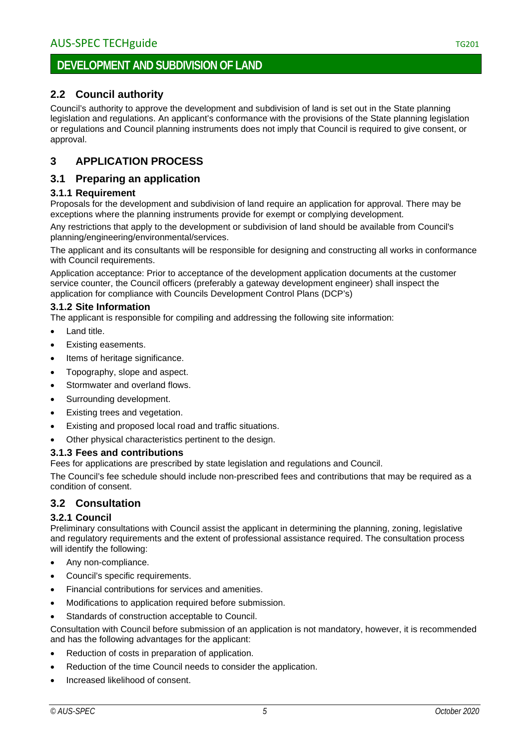## 2.2 Council authority

Council's authority to approve the development and subdivision of land is set out in the State planning legislation and regulations. An applicant's conformance with the provisions of the State planning legislation or regulations and Council planning instruments does not imply that Council is required to give consent, or approval.

# 3 APPLICATION PROCESS

## 3.1 Preparing an application

### 3.1.1 Requirement

Proposals for the development and subdivision of land require an application for approval. There may be exceptions where the planning instruments provide for exempt or complying development.

Any restrictions that apply to the development or subdivision of land should be available from Council's planning/engineering/environmental/services.

The applicant and its consultants will be responsible for designing and constructing all works in conformance with Council requirements.

Application acceptance: Prior to acceptance of the development application documents at the customer service counter, the Council officers (preferably a gateway development engineer) shall inspect the application for compliance with Councils Development Control Plans (DCP's)

### 3.1.2 Site Information

The applicant is responsible for compiling and addressing the following site information:

- Land title.
- Existing easements.
- Items of heritage significance.
- Topography, slope and aspect.
- Stormwater and overland flows.
- Surrounding development.
- Existing trees and vegetation.
- Existing and proposed local road and traffic situations.
- Other physical characteristics pertinent to the design.

### 3.1.3 Fees and contributions

Fees for applications are prescribed by state legislation and regulations and Council.

The Council's fee schedule should include non-prescribed fees and contributions that may be required as a condition of consent.

## 3.2 Consultation

### 3.2.1 Council

Preliminary consultations with Council assist the applicant in determining the planning, zoning, legislative and regulatory requirements and the extent of professional assistance required. The consultation process will identify the following:

- Any non-compliance.
- Council's specific requirements.
- Financial contributions for services and amenities.
- Modifications to application required before submission.
- Standards of construction acceptable to Council.

Consultation with Council before submission of an application is not mandatory, however, it is recommended and has the following advantages for the applicant:

- Reduction of costs in preparation of application.
- Reduction of the time Council needs to consider the application.
- Increased likelihood of consent.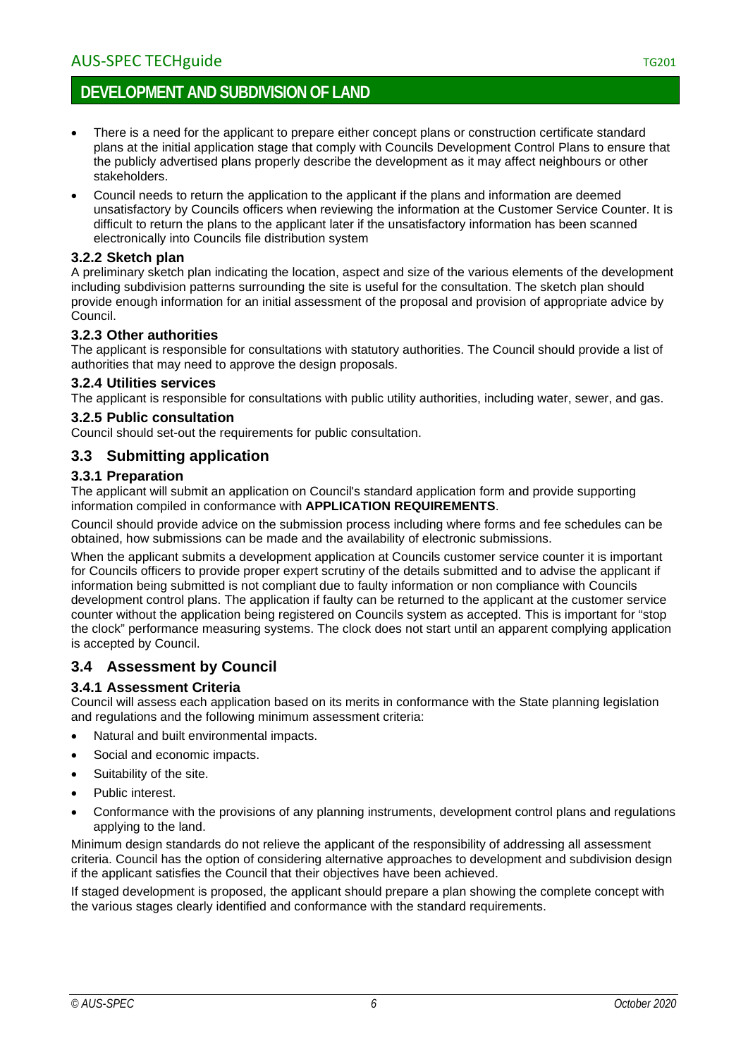- There is a need for the applicant to prepare either concept plans or construction certificate standard plans at the initial application stage that comply with Councils Development Control Plans to ensure that the publicly advertised plans properly describe the development as it may affect neighbours or other stakeholders.
- Council needs to return the application to the applicant if the plans and information are deemed unsatisfactory by Councils officers when reviewing the information at the Customer Service Counter. It is difficult to return the plans to the applicant later if the unsatisfactory information has been scanned electronically into Councils file distribution system

### 3.2.2 Sketch plan

A preliminary sketch plan indicating the location, aspect and size of the various elements of the development including subdivision patterns surrounding the site is useful for the consultation. The sketch plan should provide enough information for an initial assessment of the proposal and provision of appropriate advice by Council.

### 3.2.3 Other authorities

The applicant is responsible for consultations with statutory authorities. The Council should provide a list of authorities that may need to approve the design proposals.

### 3.2.4 Utilities services

The applicant is responsible for consultations with public utility authorities, including water, sewer, and gas.

### 3.2.5 Public consultation

Council should set-out the requirements for public consultation.

## 3.3 Submitting application

### 3.3.1 Preparation

The applicant will submit an application on Council's standard application form and provide supporting information compiled in conformance with **APPLICATION REQUIREMENTS**.

Council should provide advice on the submission process including where forms and fee schedules can be obtained, how submissions can be made and the availability of electronic submissions.

When the applicant submits a development application at Councils customer service counter it is important for Councils officers to provide proper expert scrutiny of the details submitted and to advise the applicant if information being submitted is not compliant due to faulty information or non compliance with Councils development control plans. The application if faulty can be returned to the applicant at the customer service counter without the application being registered on Councils system as accepted. This is important for "stop the clock" performance measuring systems. The clock does not start until an apparent complying application is accepted by Council.

## 3.4 Assessment by Council

### 3.4.1 Assessment Criteria

Council will assess each application based on its merits in conformance with the State planning legislation and regulations and the following minimum assessment criteria:

- Natural and built environmental impacts.
- Social and economic impacts.
- Suitability of the site.
- Public interest.
- Conformance with the provisions of any planning instruments, development control plans and regulations applying to the land.

Minimum design standards do not relieve the applicant of the responsibility of addressing all assessment criteria. Council has the option of considering alternative approaches to development and subdivision design if the applicant satisfies the Council that their objectives have been achieved.

If staged development is proposed, the applicant should prepare a plan showing the complete concept with the various stages clearly identified and conformance with the standard requirements.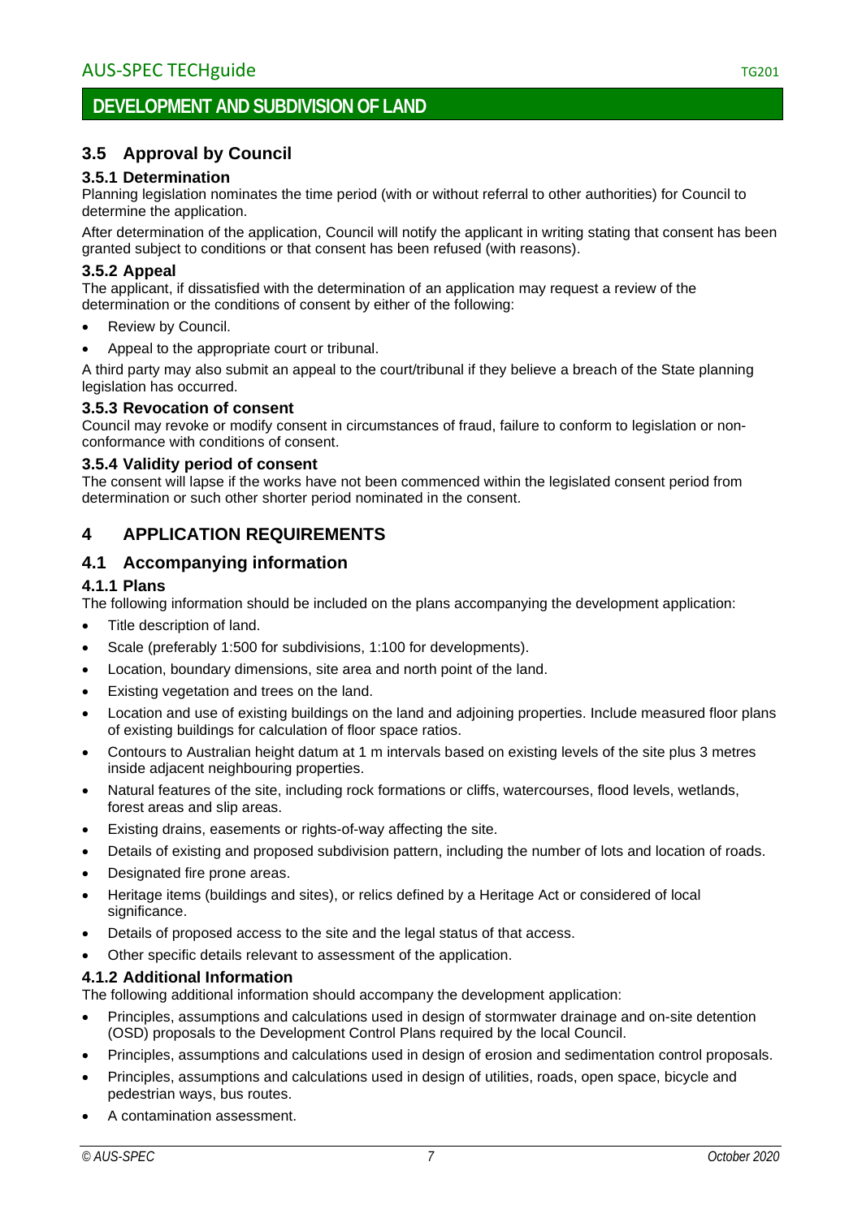### 3.5 Approval by Council

#### 3.5.1 Determination

Planning legislation nominates the time period (with or without referral to other authorities) for Council to determine the application.

After determination of the application, Council will notify the applicant in writing stating that consent has been granted subject to conditions or that consent has been refused (with reasons).

#### 3.5.2 Appeal

The applicant, if dissatisfied with the determination of an application may request a review of the determination or the conditions of consent by either of the following:

- Review by Council.
- Appeal to the appropriate court or tribunal.

A third party may also submit an appeal to the court/tribunal if they believe a breach of the State planning legislation has occurred.

#### 3.5.3 Revocation of consent

Council may revoke or modify consent in circumstances of fraud, failure to conform to legislation or non-conformance with conditions of consent.

#### 3.5.4 Validity period of consent

The consent will lapse if the works have not been commenced within the legislated consent period from determination or such other shorter period nominated in the consent.

## 4 APPLICATION REQUIREMENTS

### 4.1 Accompanying information

#### 4.1.1 Plans

The following information should be included on the plans accompanying the development application:

- Title description of land.
- Scale (preferably 1:500 for subdivisions, 1:100 for developments).
- Location, boundary dimensions, site area and north point of the land.
- Existing vegetation and trees on the land.
- Location and use of existing buildings on the land and adjoining properties. Include measured floor plans of existing buildings for calculation of floor space ratios.
- Contours to Australian height datum at 1 m intervals based on existing levels of the site plus 3 metres inside adjacent neighbouring properties.
- Natural features of the site, including rock formations or cliffs, watercourses, flood levels, wetlands, forest areas and slip areas.
- Existing drains, easements or rights-of-way affecting the site.
- Details of existing and proposed subdivision pattern, including the number of lots and location of roads.
- Designated fire prone areas.
- Heritage items (buildings and sites), or relics defined by a Heritage Act or considered of local significance.
- Details of proposed access to the site and the legal status of that access.
- Other specific details relevant to assessment of the application.

#### 4.1.2 Additional Information

The following additional information should accompany the development application:

- Principles, assumptions and calculations used in design of stormwater drainage and on-site detention (OSD) proposals to the Development Control Plans required by the local Council.
- Principles, assumptions and calculations used in design of erosion and sedimentation control proposals.
- Principles, assumptions and calculations used in design of utilities, roads, open space, bicycle and pedestrian ways, bus routes.
- A contamination assessment.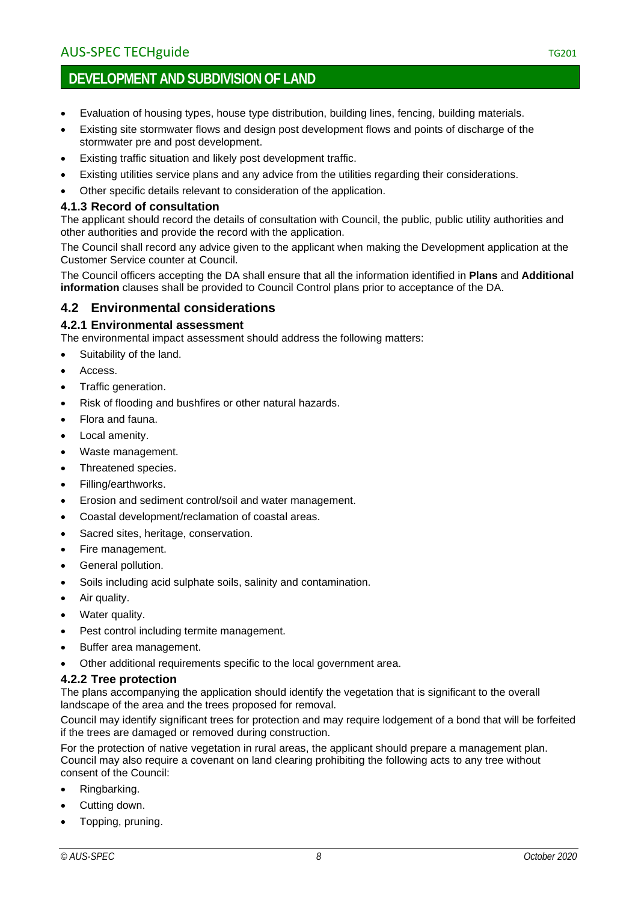- Evaluation of housing types, house type distribution, building lines, fencing, building materials.
- Existing site stormwater flows and design post development flows and points of discharge of the stormwater pre and post development.
- Existing traffic situation and likely post development traffic.
- Existing utilities service plans and any advice from the utilities regarding their considerations.
- Other specific details relevant to consideration of the application.

### 4.1.3 Record of consultation

The applicant should record the details of consultation with Council, the public, public utility authorities and other authorities and provide the record with the application.

The Council shall record any advice given to the applicant when making the Development application at the Customer Service counter at Council.

The Council officers accepting the DA shall ensure that all the information identified in **Plans** and **Additional information** clauses shall be provided to Council Control plans prior to acceptance of the DA.

## 4.2 Environmental considerations

### 4.2.1 Environmental assessment

The environmental impact assessment should address the following matters:

- Suitability of the land.
- Access.
- Traffic generation.
- Risk of flooding and bushfires or other natural hazards.
- Flora and fauna.
- Local amenity.
- Waste management.
- Threatened species.
- Filling/earthworks.
- Erosion and sediment control/soil and water management.
- Coastal development/reclamation of coastal areas.
- Sacred sites, heritage, conservation.
- Fire management.
- General pollution.
- Soils including acid sulphate soils, salinity and contamination.
- Air quality.
- Water quality.
- Pest control including termite management.
- Buffer area management.
- Other additional requirements specific to the local government area.

### 4.2.2 Tree protection

The plans accompanying the application should identify the vegetation that is significant to the overall landscape of the area and the trees proposed for removal.

Council may identify significant trees for protection and may require lodgement of a bond that will be forfeited if the trees are damaged or removed during construction.

For the protection of native vegetation in rural areas, the applicant should prepare a management plan. Council may also require a covenant on land clearing prohibiting the following acts to any tree without consent of the Council:

- Ringbarking.
- Cutting down.
- Topping, pruning.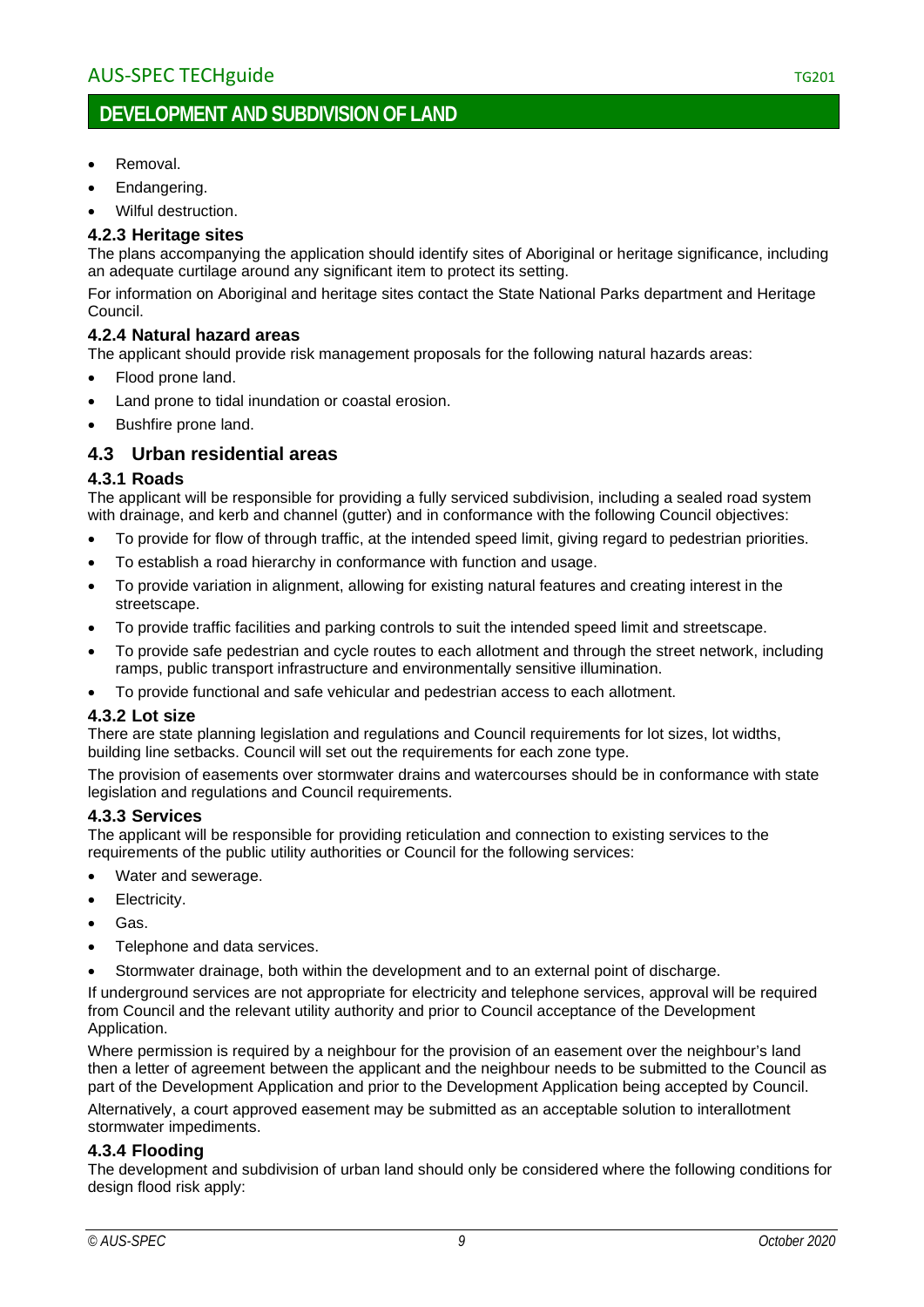- Removal.
- Endangering.
- Wilful destruction.

### 4.2.3 Heritage sites

The plans accompanying the application should identify sites of Aboriginal or heritage significance, including an adequate curtilage around any significant item to protect its setting.

For information on Aboriginal and heritage sites contact the State National Parks department and Heritage Council.

### 4.2.4 Natural hazard areas

The applicant should provide risk management proposals for the following natural hazards areas:

- Flood prone land.
- Land prone to tidal inundation or coastal erosion.
- Bushfire prone land.

## 4.3 Urban residential areas

### 4.3.1 Roads

The applicant will be responsible for providing a fully serviced subdivision, including a sealed road system with drainage, and kerb and channel (gutter) and in conformance with the following Council objectives:

- To provide for flow of through traffic, at the intended speed limit, giving regard to pedestrian priorities.
- To establish a road hierarchy in conformance with function and usage.
- To provide variation in alignment, allowing for existing natural features and creating interest in the streetscape.
- To provide traffic facilities and parking controls to suit the intended speed limit and streetscape.
- To provide safe pedestrian and cycle routes to each allotment and through the street network, including ramps, public transport infrastructure and environmentally sensitive illumination.
- To provide functional and safe vehicular and pedestrian access to each allotment.

### 4.3.2 Lot size

There are state planning legislation and regulations and Council requirements for lot sizes, lot widths, building line setbacks. Council will set out the requirements for each zone type.

The provision of easements over stormwater drains and watercourses should be in conformance with state legislation and regulations and Council requirements.

### 4.3.3 Services

The applicant will be responsible for providing reticulation and connection to existing services to the requirements of the public utility authorities or Council for the following services:

- Water and sewerage.
- Electricity.
- Gas.
- Telephone and data services.
- Stormwater drainage, both within the development and to an external point of discharge.

If underground services are not appropriate for electricity and telephone services, approval will be required from Council and the relevant utility authority and prior to Council acceptance of the Development Application.

Where permission is required by a neighbour for the provision of an easement over the neighbour's land then a letter of agreement between the applicant and the neighbour needs to be submitted to the Council as part of the Development Application and prior to the Development Application being accepted by Council.

Alternatively, a court approved easement may be submitted as an acceptable solution to interallotment stormwater impediments.

### 4.3.4 Flooding

The development and subdivision of urban land should only be considered where the following conditions for design flood risk apply: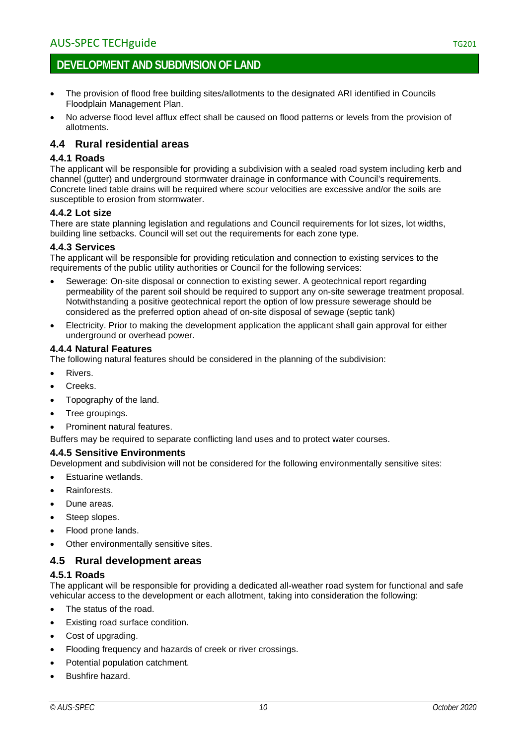- The provision of flood free building sites/allotments to the designated ARI identified in Councils Floodplain Management Plan.
- No adverse flood level afflux effect shall be caused on flood patterns or levels from the provision of allotments.

## 4.4 Rural residential areas

### 4.4.1 Roads

The applicant will be responsible for providing a subdivision with a sealed road system including kerb and channel (gutter) and underground stormwater drainage in conformance with Council's requirements. Concrete lined table drains will be required where scour velocities are excessive and/or the soils are susceptible to erosion from stormwater.

### 4.4.2 Lot size

There are state planning legislation and regulations and Council requirements for lot sizes, lot widths, building line setbacks. Council will set out the requirements for each zone type.

### 4.4.3 Services

The applicant will be responsible for providing reticulation and connection to existing services to the requirements of the public utility authorities or Council for the following services:

- Sewerage: On-site disposal or connection to existing sewer. A geotechnical report regarding permeability of the parent soil should be required to support any on-site sewerage treatment proposal. Notwithstanding a positive geotechnical report the option of low pressure sewerage should be considered as the preferred option ahead of on-site disposal of sewage (septic tank)
- Electricity. Prior to making the development application the applicant shall gain approval for either underground or overhead power.

### 4.4.4 Natural Features

The following natural features should be considered in the planning of the subdivision:

- Rivers.
- Creeks.
- Topography of the land.
- Tree groupings.
- Prominent natural features.

Buffers may be required to separate conflicting land uses and to protect water courses.

### 4.4.5 Sensitive Environments

Development and subdivision will not be considered for the following environmentally sensitive sites:

- Estuarine wetlands.
- Rainforests.
- Dune areas.
- Steep slopes.
- Flood prone lands.
- Other environmentally sensitive sites.

## 4.5 Rural development areas

### 4.5.1 Roads

The applicant will be responsible for providing a dedicated all-weather road system for functional and safe vehicular access to the development or each allotment, taking into consideration the following:

- The status of the road.
- Existing road surface condition.
- Cost of upgrading.
- Flooding frequency and hazards of creek or river crossings.
- Potential population catchment.
- Bushfire hazard.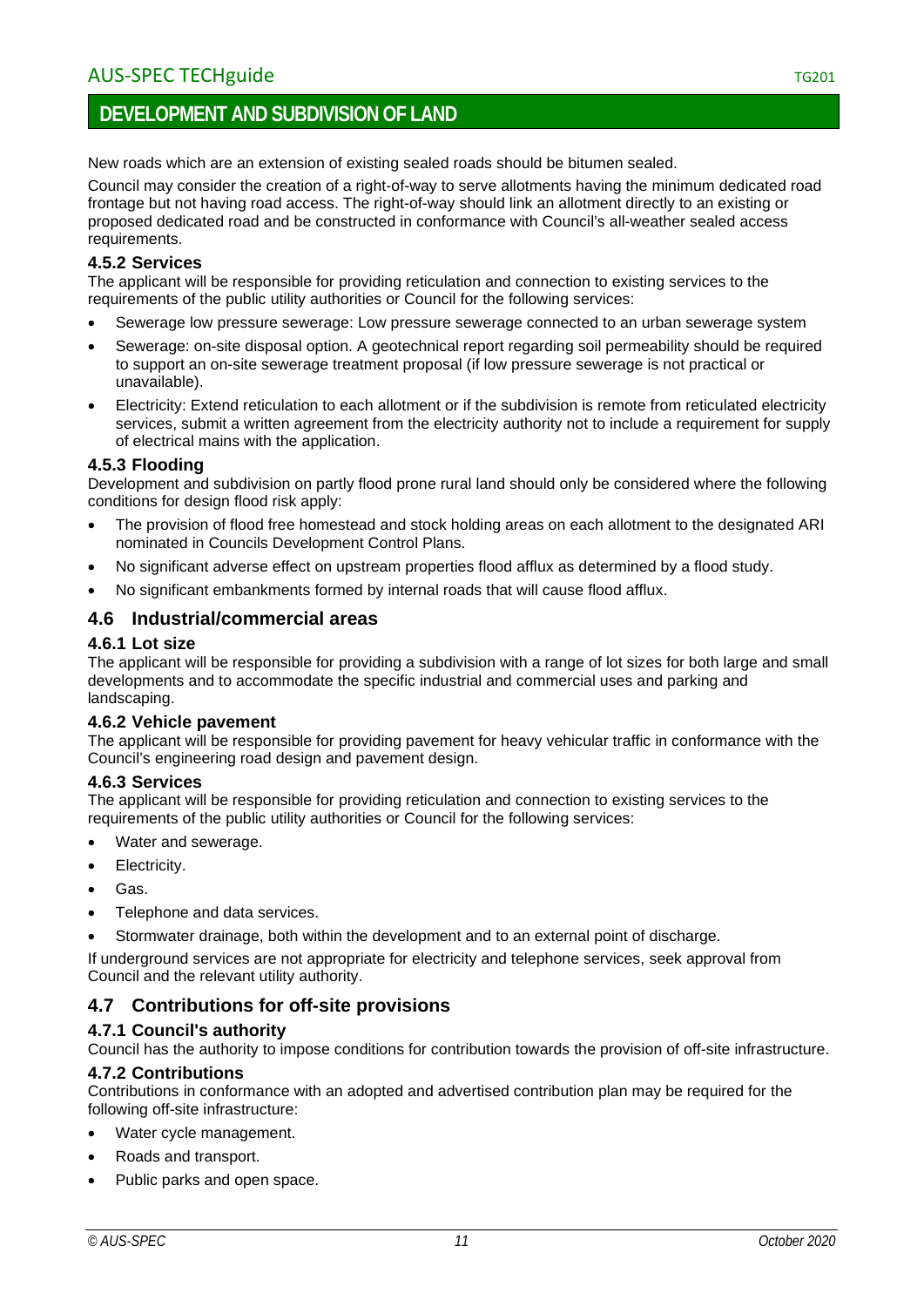New roads which are an extension of existing sealed roads should be bitumen sealed.

Council may consider the creation of a right-of-way to serve allotments having the minimum dedicated road frontage but not having road access. The right-of-way should link an allotment directly to an existing or proposed dedicated road and be constructed in conformance with Council's all-weather sealed access requirements.

### 4.5.2 Services

The applicant will be responsible for providing reticulation and connection to existing services to the requirements of the public utility authorities or Council for the following services:

- Sewerage low pressure sewerage: Low pressure sewerage connected to an urban sewerage system
- Sewerage: on-site disposal option. A geotechnical report regarding soil permeability should be required to support an on-site sewerage treatment proposal (if low pressure sewerage is not practical or unavailable).
- Electricity: Extend reticulation to each allotment or if the subdivision is remote from reticulated electricity services, submit a written agreement from the electricity authority not to include a requirement for supply of electrical mains with the application.

### 4.5.3 Flooding

Development and subdivision on partly flood prone rural land should only be considered where the following conditions for design flood risk apply:

- The provision of flood free homestead and stock holding areas on each allotment to the designated ARI nominated in Councils Development Control Plans.
- No significant adverse effect on upstream properties flood afflux as determined by a flood study.
- No significant embankments formed by internal roads that will cause flood afflux.

## 4.6 Industrial/commercial areas

### 4.6.1 Lot size

The applicant will be responsible for providing a subdivision with a range of lot sizes for both large and small developments and to accommodate the specific industrial and commercial uses and parking and landscaping.

### 4.6.2 Vehicle pavement

The applicant will be responsible for providing pavement for heavy vehicular traffic in conformance with the Council's engineering road design and pavement design.

### 4.6.3 Services

The applicant will be responsible for providing reticulation and connection to existing services to the requirements of the public utility authorities or Council for the following services:

- Water and sewerage.
- Electricity.
- Gas.
- Telephone and data services.
- Stormwater drainage, both within the development and to an external point of discharge.

If underground services are not appropriate for electricity and telephone services, seek approval from Council and the relevant utility authority.

## 4.7 Contributions for off-site provisions

### 4.7.1 Council's authority

Council has the authority to impose conditions for contribution towards the provision of off-site infrastructure.

### 4.7.2 Contributions

Contributions in conformance with an adopted and advertised contribution plan may be required for the following off-site infrastructure:

- Water cycle management.
- Roads and transport.
- Public parks and open space.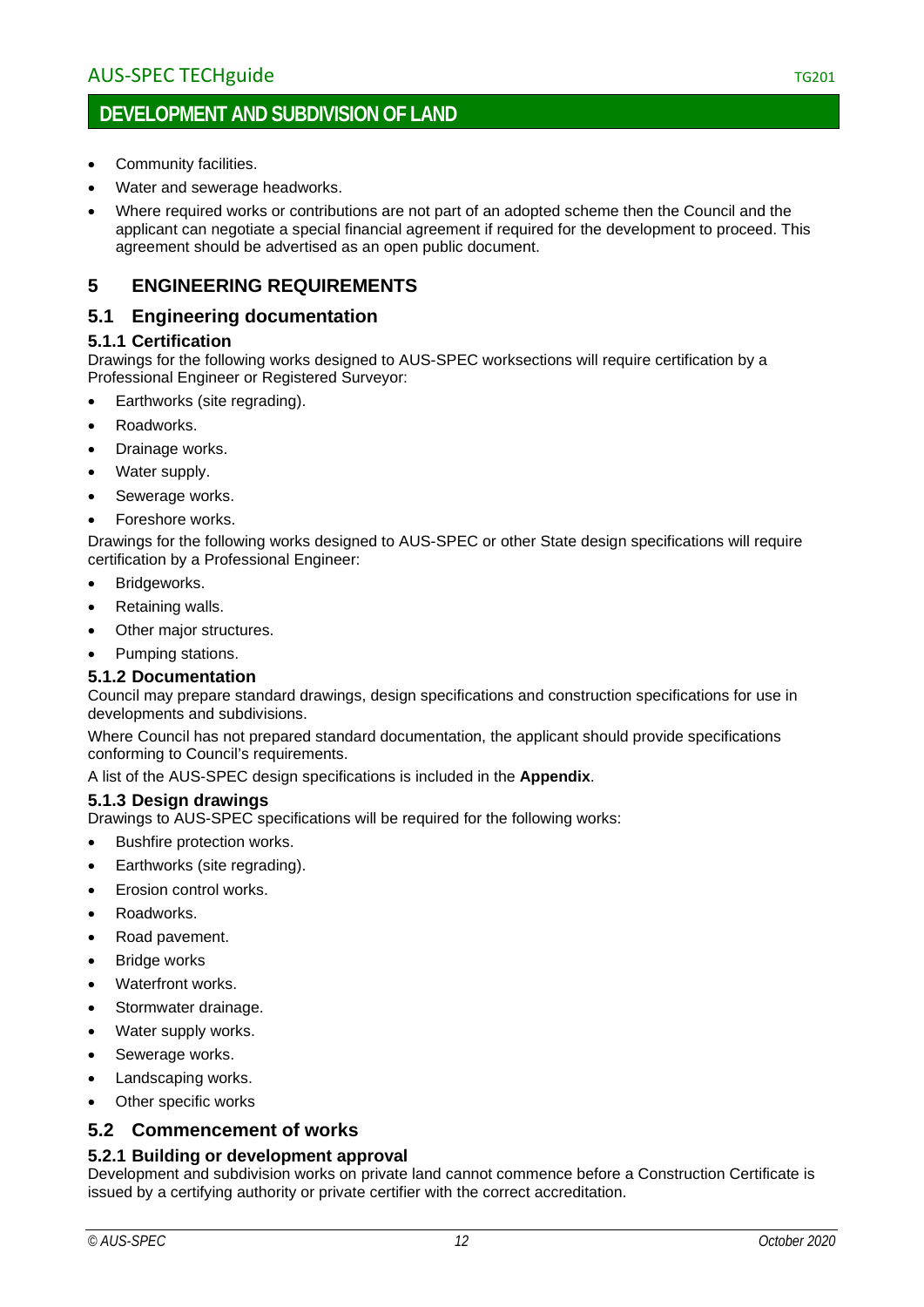- Community facilities.
- Water and sewerage headworks.
- Where required works or contributions are not part of an adopted scheme then the Council and the applicant can negotiate a special financial agreement if required for the development to proceed. This agreement should be advertised as an open public document.

# 5 ENGINEERING REQUIREMENTS

## 5.1 Engineering documentation

### 5.1.1 Certification

Drawings for the following works designed to AUS-SPEC worksections will require certification by a Professional Engineer or Registered Surveyor:

- Earthworks (site regrading).
- Roadworks.
- Drainage works.
- Water supply.
- Sewerage works.
- Foreshore works.

Drawings for the following works designed to AUS-SPEC or other State design specifications will require certification by a Professional Engineer:

- Bridgeworks.
- Retaining walls.
- Other major structures.
- Pumping stations.

### 5.1.2 Documentation

Council may prepare standard drawings, design specifications and construction specifications for use in developments and subdivisions.

Where Council has not prepared standard documentation, the applicant should provide specifications conforming to Council's requirements.

A list of the AUS-SPEC design specifications is included in the **Appendix**.

### 5.1.3 Design drawings

Drawings to AUS-SPEC specifications will be required for the following works:

- Bushfire protection works.
- Earthworks (site regrading).
- Erosion control works.
- Roadworks.
- Road pavement.
- Bridge works
- Waterfront works.
- Stormwater drainage.
- Water supply works.
- Sewerage works.
- Landscaping works.
- Other specific works

## 5.2 Commencement of works

### 5.2.1 Building or development approval

Development and subdivision works on private land cannot commence before a Construction Certificate is issued by a certifying authority or private certifier with the correct accreditation.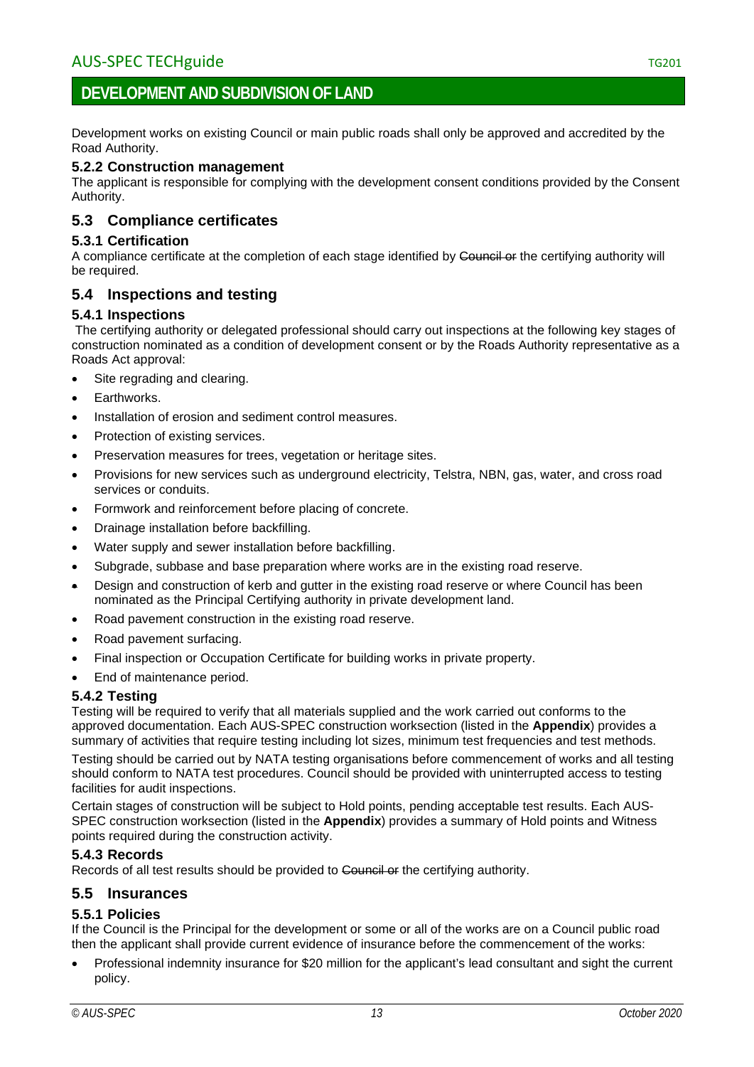Development works on existing Council or main public roads shall only be approved and accredited by the Road Authority.

### 5.2.2 Construction management

The applicant is responsible for complying with the development consent conditions provided by the Consent Authority.

## 5.3 Compliance certificates

### 5.3.1 Certification

A compliance certificate at the completion of each stage identified by ~~Council or~~ the certifying authority will be required.

## 5.4 Inspections and testing

### 5.4.1 Inspections

The certifying authority or delegated professional should carry out inspections at the following key stages of construction nominated as a condition of development consent or by the Roads Authority representative as a Roads Act approval:

- Site regrading and clearing.
- Earthworks.
- Installation of erosion and sediment control measures.
- Protection of existing services.
- Preservation measures for trees, vegetation or heritage sites.
- Provisions for new services such as underground electricity, Telstra, NBN, gas, water, and cross road services or conduits.
- Formwork and reinforcement before placing of concrete.
- Drainage installation before backfilling.
- Water supply and sewer installation before backfilling.
- Subgrade, subbase and base preparation where works are in the existing road reserve.
- Design and construction of kerb and gutter in the existing road reserve or where Council has been nominated as the Principal Certifying authority in private development land.
- Road pavement construction in the existing road reserve.
- Road pavement surfacing.
- Final inspection or Occupation Certificate for building works in private property.
- End of maintenance period.

### 5.4.2 Testing

Testing will be required to verify that all materials supplied and the work carried out conforms to the approved documentation. Each AUS-SPEC construction worksection (listed in the **Appendix**) provides a summary of activities that require testing including lot sizes, minimum test frequencies and test methods.

Testing should be carried out by NATA testing organisations before commencement of works and all testing should conform to NATA test procedures. Council should be provided with uninterrupted access to testing facilities for audit inspections.

Certain stages of construction will be subject to Hold points, pending acceptable test results. Each AUS-SPEC construction worksection (listed in the **Appendix**) provides a summary of Hold points and Witness points required during the construction activity.

### 5.4.3 Records

Records of all test results should be provided to ~~Council or~~ the certifying authority.

## 5.5 Insurances

### 5.5.1 Policies

If the Council is the Principal for the development or some or all of the works are on a Council public road then the applicant shall provide current evidence of insurance before the commencement of the works:

- Professional indemnity insurance for $20 million for the applicant's lead consultant and sight the current policy.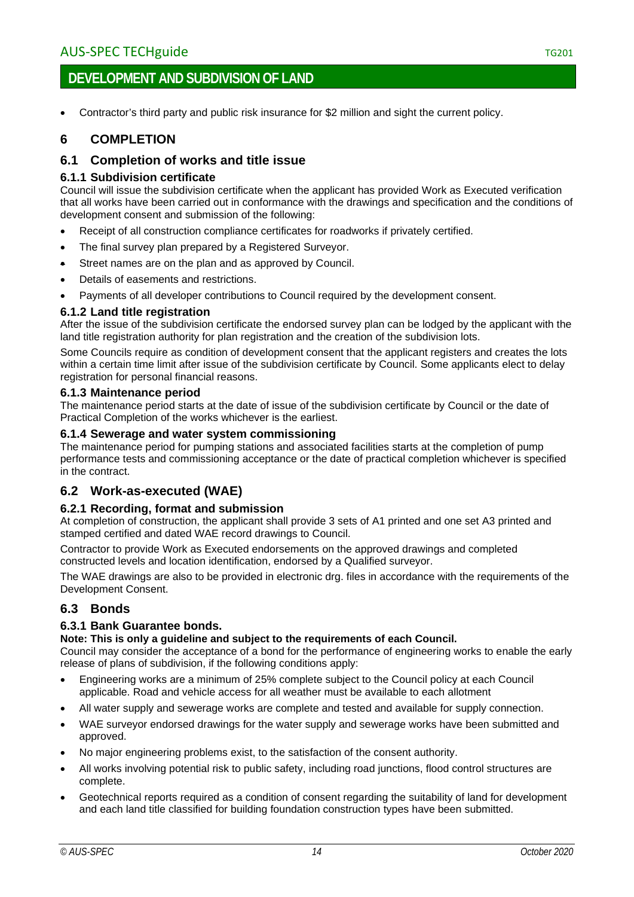- Contractor's third party and public risk insurance for $2 million and sight the current policy.

## 6 COMPLETION

### 6.1 Completion of works and title issue

#### 6.1.1 Subdivision certificate

Council will issue the subdivision certificate when the applicant has provided Work as Executed verification that all works have been carried out in conformance with the drawings and specification and the conditions of development consent and submission of the following:

- Receipt of all construction compliance certificates for roadworks if privately certified.
- The final survey plan prepared by a Registered Surveyor.
- Street names are on the plan and as approved by Council.
- Details of easements and restrictions.
- Payments of all developer contributions to Council required by the development consent.

#### 6.1.2 Land title registration

After the issue of the subdivision certificate the endorsed survey plan can be lodged by the applicant with the land title registration authority for plan registration and the creation of the subdivision lots.

Some Councils require as condition of development consent that the applicant registers and creates the lots within a certain time limit after issue of the subdivision certificate by Council. Some applicants elect to delay registration for personal financial reasons.

#### 6.1.3 Maintenance period

The maintenance period starts at the date of issue of the subdivision certificate by Council or the date of Practical Completion of the works whichever is the earliest.

#### 6.1.4 Sewerage and water system commissioning

The maintenance period for pumping stations and associated facilities starts at the completion of pump performance tests and commissioning acceptance or the date of practical completion whichever is specified in the contract.

### 6.2 Work-as-executed (WAE)

#### 6.2.1 Recording, format and submission

At completion of construction, the applicant shall provide 3 sets of A1 printed and one set A3 printed and stamped certified and dated WAE record drawings to Council.

Contractor to provide Work as Executed endorsements on the approved drawings and completed constructed levels and location identification, endorsed by a Qualified surveyor.

The WAE drawings are also to be provided in electronic drg. files in accordance with the requirements of the Development Consent.

### 6.3 Bonds

#### 6.3.1 Bank Guarantee bonds.

**Note: This is only a guideline and subject to the requirements of each Council.**

Council may consider the acceptance of a bond for the performance of engineering works to enable the early release of plans of subdivision, if the following conditions apply:

- Engineering works are a minimum of 25% complete subject to the Council policy at each Council applicable. Road and vehicle access for all weather must be available to each allotment
- All water supply and sewerage works are complete and tested and available for supply connection.
- WAE surveyor endorsed drawings for the water supply and sewerage works have been submitted and approved.
- No major engineering problems exist, to the satisfaction of the consent authority.
- All works involving potential risk to public safety, including road junctions, flood control structures are complete.
- Geotechnical reports required as a condition of consent regarding the suitability of land for development and each land title classified for building foundation construction types have been submitted.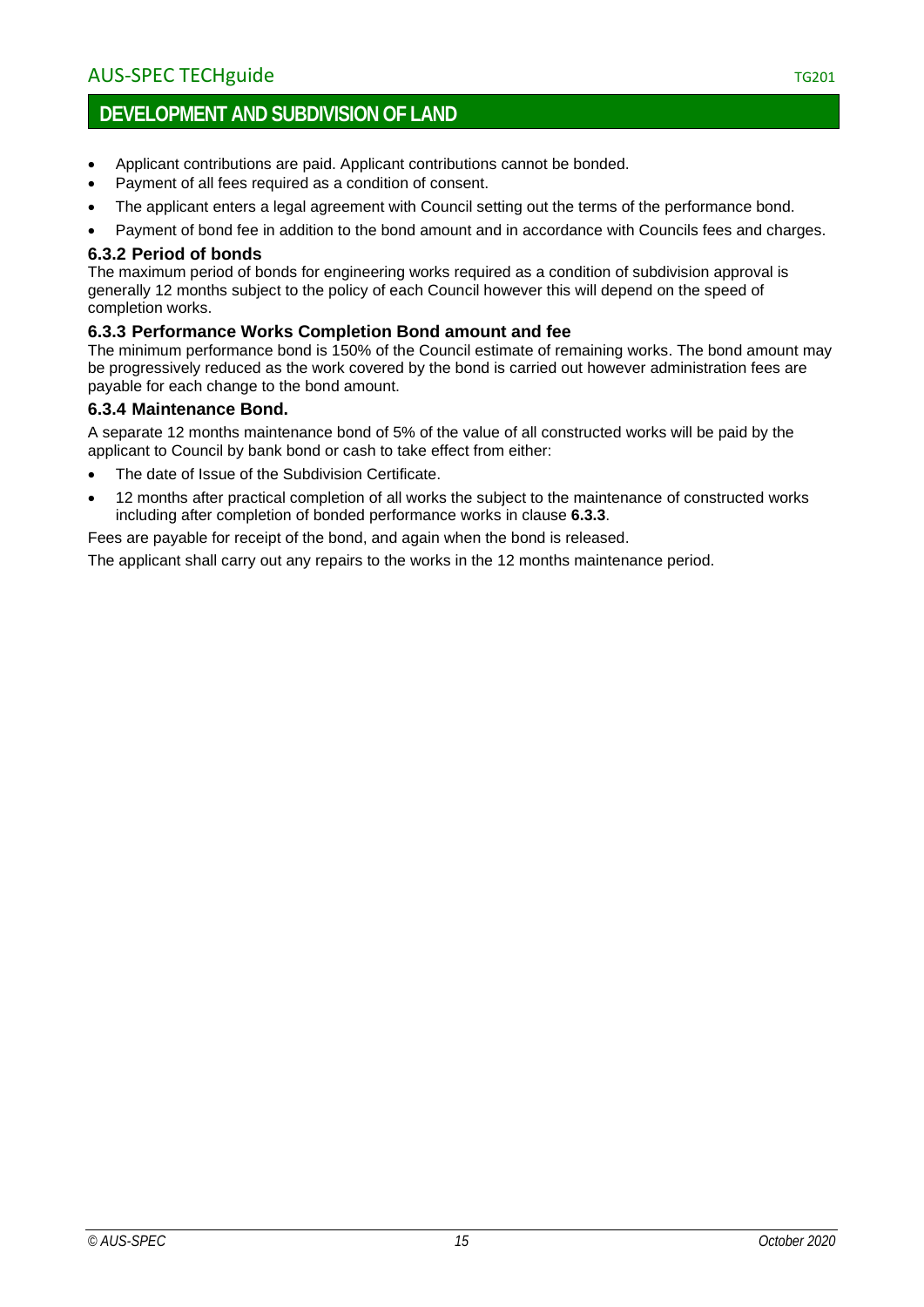- Applicant contributions are paid. Applicant contributions cannot be bonded.
- Payment of all fees required as a condition of consent.
- The applicant enters a legal agreement with Council setting out the terms of the performance bond.
- Payment of bond fee in addition to the bond amount and in accordance with Councils fees and charges.

### 6.3.2 Period of bonds

The maximum period of bonds for engineering works required as a condition of subdivision approval is generally 12 months subject to the policy of each Council however this will depend on the speed of completion works.

### 6.3.3 Performance Works Completion Bond amount and fee

The minimum performance bond is 150% of the Council estimate of remaining works. The bond amount may be progressively reduced as the work covered by the bond is carried out however administration fees are payable for each change to the bond amount.

### 6.3.4 Maintenance Bond.

A separate 12 months maintenance bond of 5% of the value of all constructed works will be paid by the applicant to Council by bank bond or cash to take effect from either:

- The date of Issue of the Subdivision Certificate.
- 12 months after practical completion of all works the subject to the maintenance of constructed works including after completion of bonded performance works in clause **6.3.3**.

Fees are payable for receipt of the bond, and again when the bond is released.

The applicant shall carry out any repairs to the works in the 12 months maintenance period.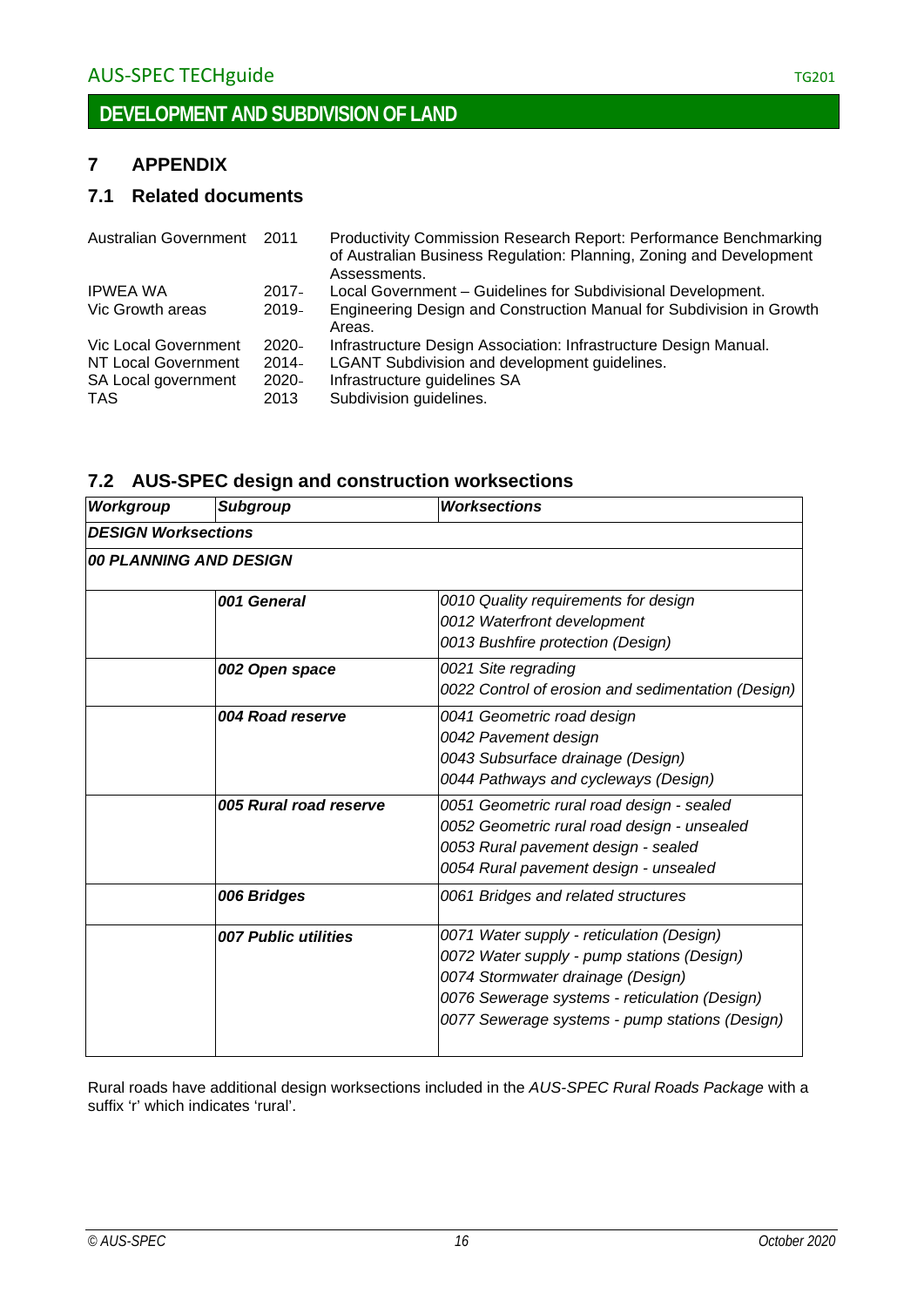# 7 APPENDIX

## 7.1 Related documents

| | | |
|---|---|---|
| Australian Government | 2011 | Productivity Commission Research Report: Performance Benchmarking of Australian Business Regulation: Planning, Zoning and Development Assessments. |
| IPWEA WA | 2017- | Local Government – Guidelines for Subdivisional Development. |
| Vic Growth areas | 2019- | Engineering Design and Construction Manual for Subdivision in Growth Areas. |
| Vic Local Government | 2020- | Infrastructure Design Association: Infrastructure Design Manual. |
| NT Local Government | 2014- | LGANT Subdivision and development guidelines. |
| SA Local government | 2020- | Infrastructure guidelines SA |
| TAS | 2013 | Subdivision guidelines. |

## 7.2 AUS-SPEC design and construction worksections

| *Workgroup* | *Subgroup* | *Worksections* |
|---|---|---|
| ***DESIGN Worksections*** | | |
| ***00 PLANNING AND DESIGN*** | | |
| | ***001 General*** | *0010 Quality requirements for design*<br>*0012 Waterfront development*<br>*0013 Bushfire protection (Design)* |
| | ***002 Open space*** | *0021 Site regrading*<br>*0022 Control of erosion and sedimentation (Design)* |
| | ***004 Road reserve*** | *0041 Geometric road design*<br>*0042 Pavement design*<br>*0043 Subsurface drainage (Design)*<br>*0044 Pathways and cycleways (Design)* |
| | ***005 Rural road reserve*** | *0051 Geometric rural road design - sealed*<br>*0052 Geometric rural road design - unsealed*<br>*0053 Rural pavement design - sealed*<br>*0054 Rural pavement design - unsealed* |
| | ***006 Bridges*** | *0061 Bridges and related structures* |
| | ***007 Public utilities*** | *0071 Water supply - reticulation (Design)*<br>*0072 Water supply - pump stations (Design)*<br>*0074 Stormwater drainage (Design)*<br>*0076 Sewerage systems - reticulation (Design)*<br>*0077 Sewerage systems - pump stations (Design)* |

Rural roads have additional design worksections included in the *AUS-SPEC Rural Roads Package* with a suffix 'r' which indicates 'rural'.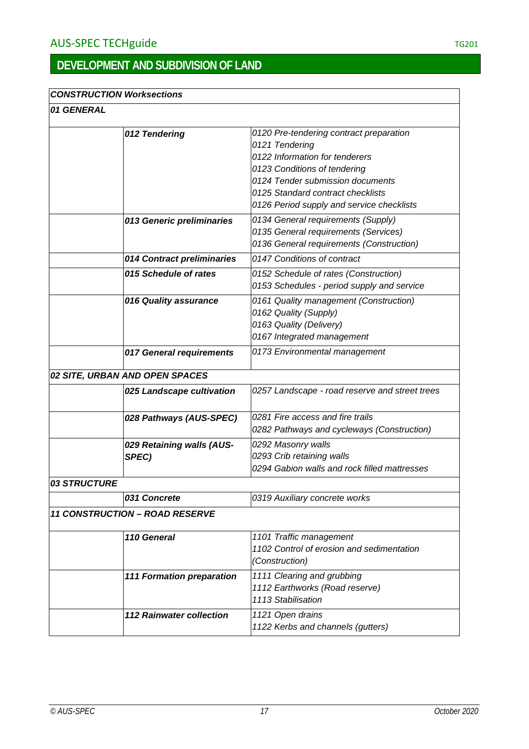## DEVELOPMENT AND SUBDIVISION OF LAND

| *CONSTRUCTION Worksections* | | |
|---|---|---|
| ***01 GENERAL*** | | |
| | ***012 Tendering*** | *0120 Pre-tendering contract preparation*<br>*0121 Tendering*<br>*0122 Information for tenderers*<br>*0123 Conditions of tendering*<br>*0124 Tender submission documents*<br>*0125 Standard contract checklists*<br>*0126 Period supply and service checklists* |
| | ***013 Generic preliminaries*** | *0134 General requirements (Supply)*<br>*0135 General requirements (Services)*<br>*0136 General requirements (Construction)* |
| | ***014 Contract preliminaries*** | *0147 Conditions of contract* |
| | ***015 Schedule of rates*** | *0152 Schedule of rates (Construction)*<br>*0153 Schedules - period supply and service* |
| | ***016 Quality assurance*** | *0161 Quality management (Construction)*<br>*0162 Quality (Supply)*<br>*0163 Quality (Delivery)*<br>*0167 Integrated management* |
| | ***017 General requirements*** | *0173 Environmental management* |
| ***02 SITE, URBAN AND OPEN SPACES*** | | |
| | ***025 Landscape cultivation*** | *0257 Landscape - road reserve and street trees* |
| | ***028 Pathways (AUS-SPEC)*** | *0281 Fire access and fire trails*<br>*0282 Pathways and cycleways (Construction)* |
| | ***029 Retaining walls (AUS-SPEC)*** | *0292 Masonry walls*<br>*0293 Crib retaining walls*<br>*0294 Gabion walls and rock filled mattresses* |
| ***03 STRUCTURE*** | | |
| | ***031 Concrete*** | *0319 Auxiliary concrete works* |
| ***11 CONSTRUCTION – ROAD RESERVE*** | | |
| | ***110 General*** | *1101 Traffic management*<br>*1102 Control of erosion and sedimentation (Construction)* |
| | ***111 Formation preparation*** | *1111 Clearing and grubbing*<br>*1112 Earthworks (Road reserve)*<br>*1113 Stabilisation* |
| | ***112 Rainwater collection*** | *1121 Open drains*<br>*1122 Kerbs and channels (gutters)* |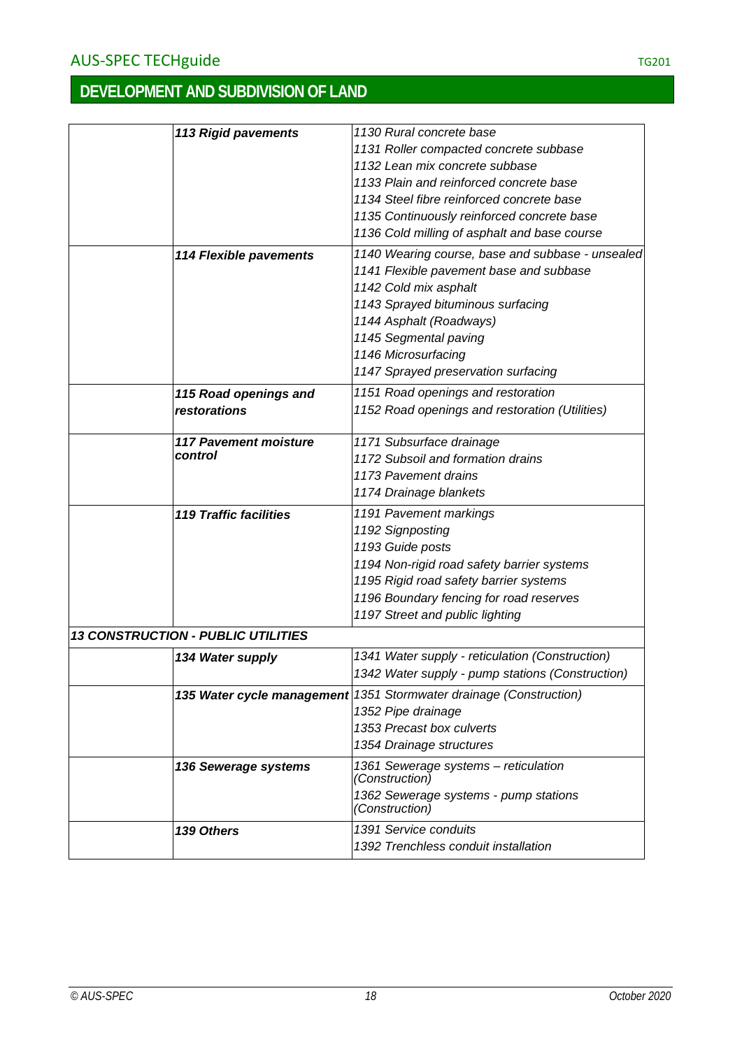## DEVELOPMENT AND SUBDIVISION OF LAND

| | | |
|---|---|---|
| | ***113 Rigid pavements*** | *1130 Rural concrete base*<br>*1131 Roller compacted concrete subbase*<br>*1132 Lean mix concrete subbase*<br>*1133 Plain and reinforced concrete base*<br>*1134 Steel fibre reinforced concrete base*<br>*1135 Continuously reinforced concrete base*<br>*1136 Cold milling of asphalt and base course* |
| | ***114 Flexible pavements*** | *1140 Wearing course, base and subbase - unsealed*<br>*1141 Flexible pavement base and subbase*<br>*1142 Cold mix asphalt*<br>*1143 Sprayed bituminous surfacing*<br>*1144 Asphalt (Roadways)*<br>*1145 Segmental paving*<br>*1146 Microsurfacing*<br>*1147 Sprayed preservation surfacing* |
| | ***115 Road openings and restorations*** | *1151 Road openings and restoration*<br>*1152 Road openings and restoration (Utilities)* |
| | ***117 Pavement moisture control*** | *1171 Subsurface drainage*<br>*1172 Subsoil and formation drains*<br>*1173 Pavement drains*<br>*1174 Drainage blankets* |
| | ***119 Traffic facilities*** | *1191 Pavement markings*<br>*1192 Signposting*<br>*1193 Guide posts*<br>*1194 Non-rigid road safety barrier systems*<br>*1195 Rigid road safety barrier systems*<br>*1196 Boundary fencing for road reserves*<br>*1197 Street and public lighting* |
| ***13 CONSTRUCTION - PUBLIC UTILITIES*** | | |
| | ***134 Water supply*** | *1341 Water supply - reticulation (Construction)*<br>*1342 Water supply - pump stations (Construction)* |
| | ***135 Water cycle management*** | *1351 Stormwater drainage (Construction)*<br>*1352 Pipe drainage*<br>*1353 Precast box culverts*<br>*1354 Drainage structures* |
| | ***136 Sewerage systems*** | *1361 Sewerage systems – reticulation (Construction)*<br>*1362 Sewerage systems - pump stations (Construction)* |
| | ***139 Others*** | *1391 Service conduits*<br>*1392 Trenchless conduit installation* |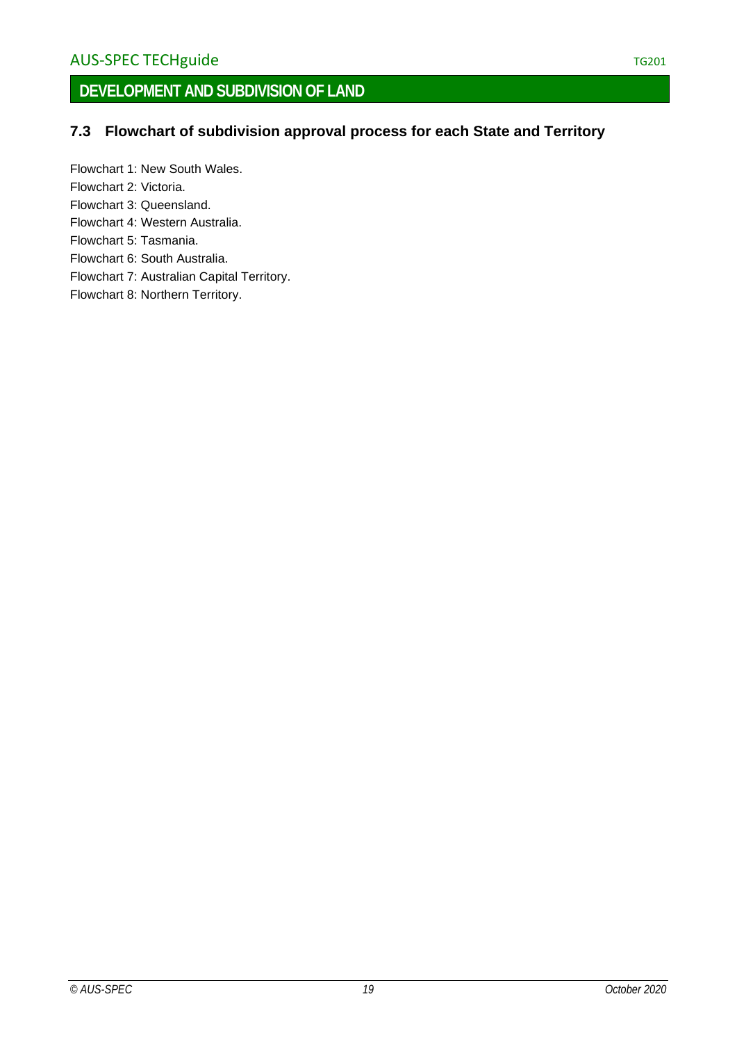## 7.3 Flowchart of subdivision approval process for each State and Territory

Flowchart 1: New South Wales.

Flowchart 2: Victoria.

Flowchart 3: Queensland.

Flowchart 4: Western Australia.

Flowchart 5: Tasmania.

Flowchart 6: South Australia.

Flowchart 7: Australian Capital Territory.

Flowchart 8: Northern Territory.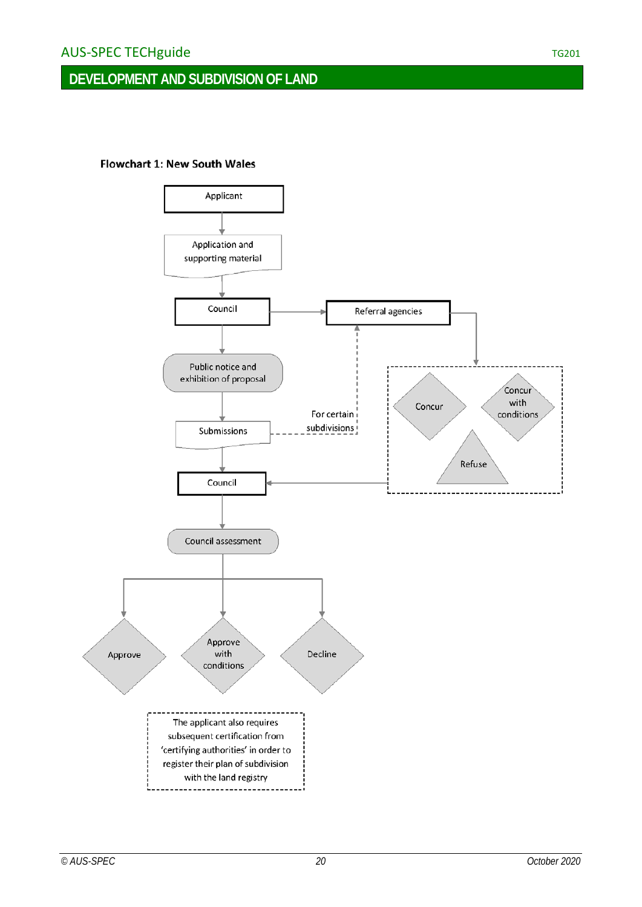**Flowchart 1: New South Wales**

Applicant

Application and supporting material

Council

Referral agencies

Public notice and exhibition of proposal

Concur

Concur with conditions

Refuse

For certain subdivisions

Submissions

Council

Council assessment

Approve

Approve with conditions

Decline

The applicant also requires subsequent certification from 'certifying authorities' in order to register their plan of subdivision with the land registry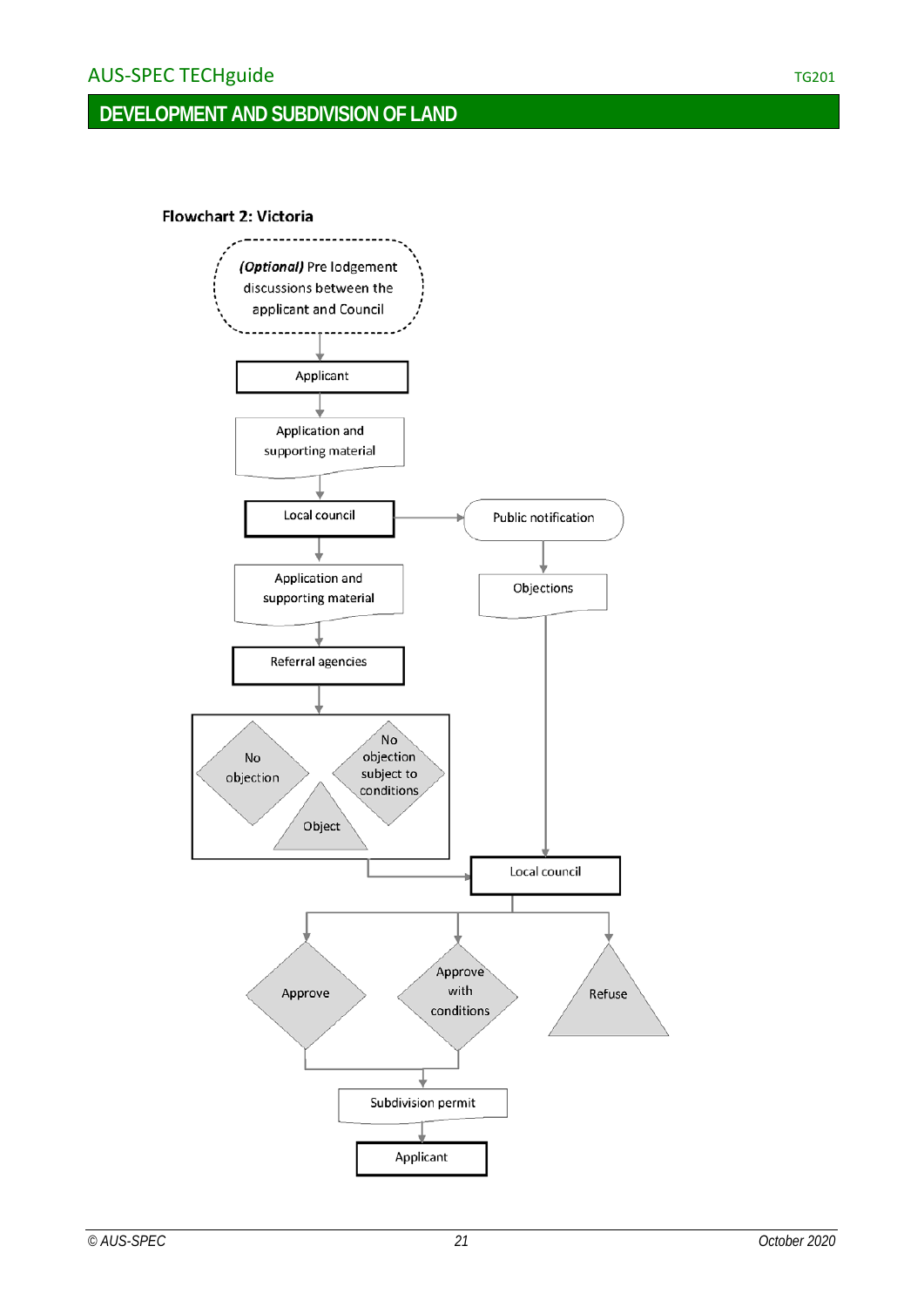**Flowchart 2: Victoria**

*(Optional)* Pre lodgement discussions between the applicant and Council

Applicant

Application and supporting material

Local council

Public notification

Application and supporting material

Objections

Referral agencies

No objection

No objection subject to conditions

Object

Local council

Approve

Approve with conditions

Refuse

Subdivision permit

Applicant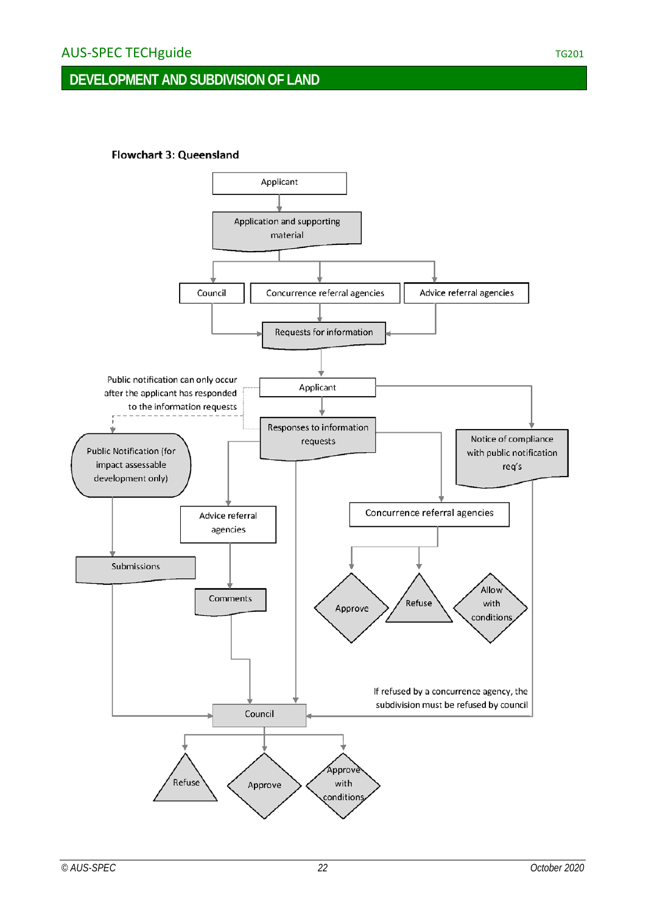**Flowchart 3: Queensland**

Applicant

Application and supporting material

Council

Concurrence referral agencies

Advice referral agencies

Requests for information

Public notification can only occur after the applicant has responded to the information requests

Applicant

Responses to information requests

Notice of compliance with public notification req's

Public Notification (for impact assessable development only)

Advice referral agencies

Concurrence referral agencies

Submissions

Comments

Approve

Refuse

Allow with conditions

If refused by a concurrence agency, the subdivision must be refused by council

Council

Refuse

Approve

Approve with conditions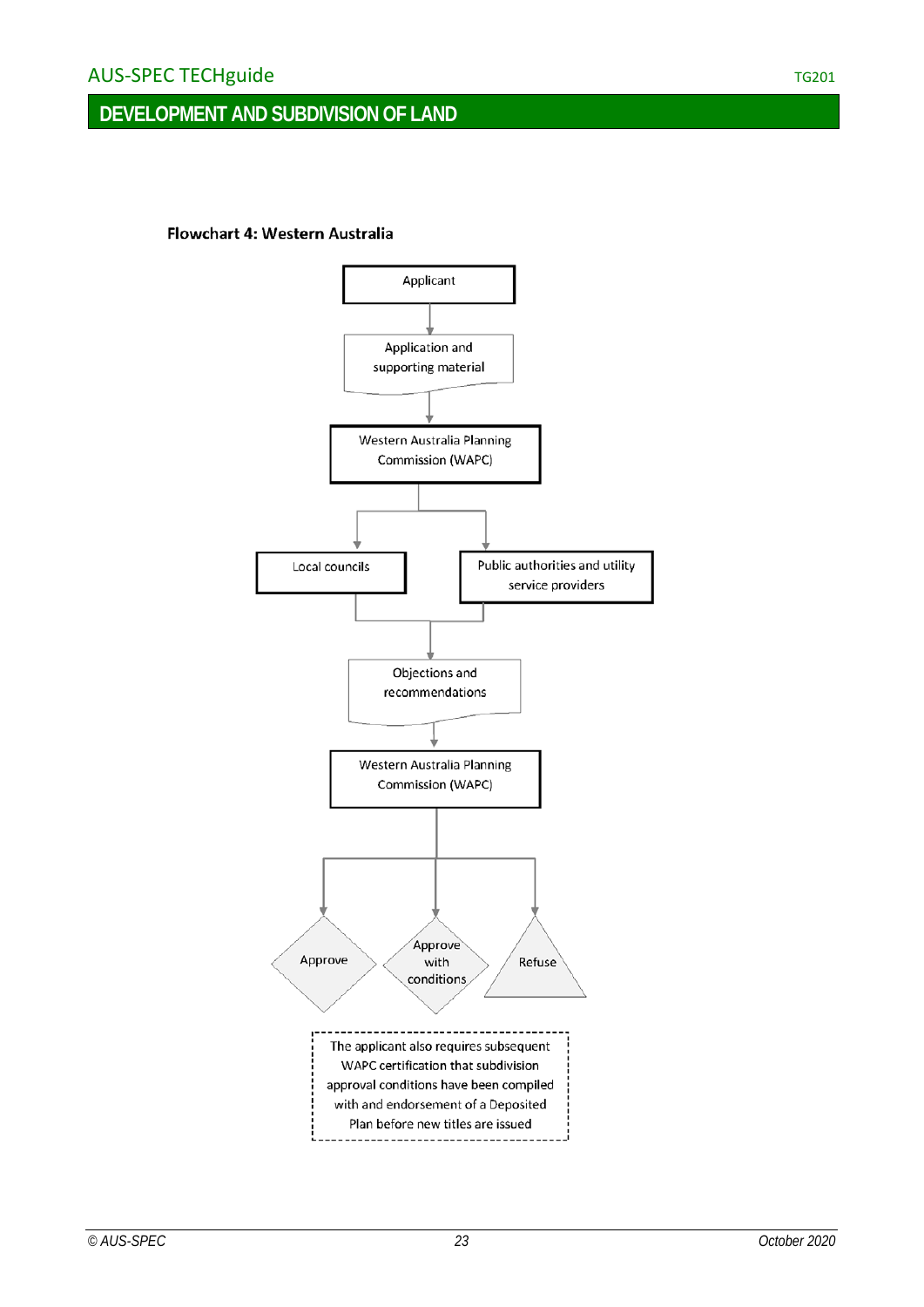**Flowchart 4: Western Australia**

Applicant

Application and supporting material

Western Australia Planning Commission (WAPC)

Local councils

Public authorities and utility service providers

Objections and recommendations

Western Australia Planning Commission (WAPC)

Approve

Approve with conditions

Refuse

The applicant also requires subsequent WAPC certification that subdivision approval conditions have been compiled with and endorsement of a Deposited Plan before new titles are issued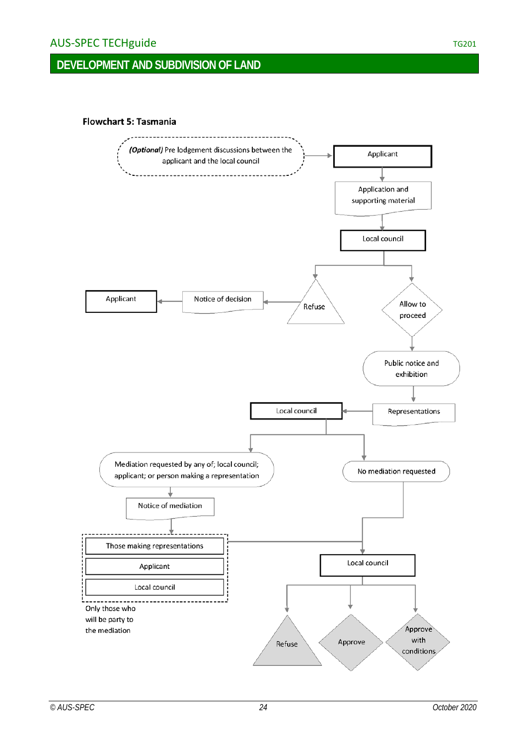# DEVELOPMENT AND SUBDIVISION OF LAND

**Flowchart 5: Tasmania**

*(Optional)* Pre lodgement discussions between the applicant and the local council

Applicant

Application and supporting material

Local council

Refuse

Notice of decision

Applicant

Allow to proceed

Public notice and exhibition

Representations

Local council

Mediation requested by any of; local council; applicant; or person making a representation

No mediation requested

Notice of mediation

Those making representations

Applicant

Local council

Only those who will be party to the mediation

Local council

Refuse

Approve

Approve with conditions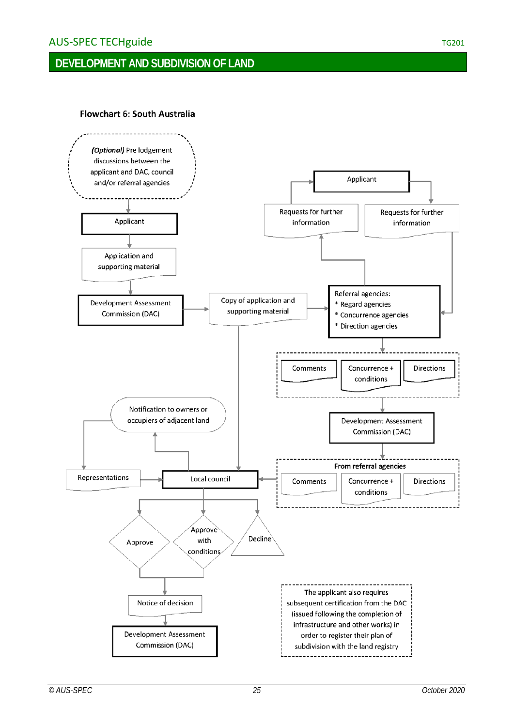## Flowchart 6: South Australia

*(Optional)* Pre lodgement discussions between the applicant and DAC, council and/or referral agencies

Applicant

Application and supporting material

Development Assessment Commission (DAC)

Copy of application and supporting material

Applicant

Requests for further information

Requests for further information

Referral agencies:
* Regard agencies
* Concurrence agencies
* Direction agencies

Comments

Concurrence + conditions

Directions

Development Assessment Commission (DAC)

**From referral agencies**

Comments

Concurrence + conditions

Directions

Notification to owners or occupiers of adjacent land

Representations

Local council

Approve

Approve with conditions

Decline

Notice of decision

Development Assessment Commission (DAC)

The applicant also requires subsequent certification from the DAC (issued following the completion of infrastructure and other works) in order to register their plan of subdivision with the land registry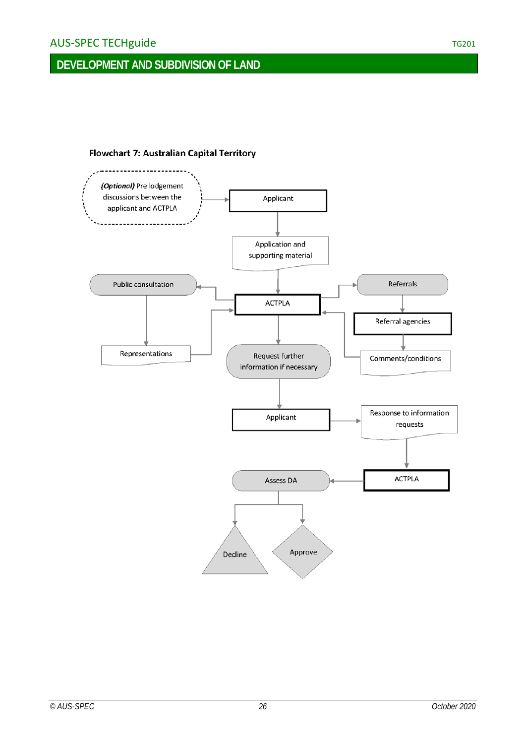**Flowchart 7: Australian Capital Territory**

- *(Optional)* Pre lodgement discussions between the applicant and ACTPLA
- Applicant
- Application and supporting material
- ACTPLA
- Public consultation
- Representations
- Referrals
- Referral agencies
- Comments/conditions
- Request further information if necessary
- Applicant
- Response to information requests
- ACTPLA
- Assess DA
- Decline
- Approve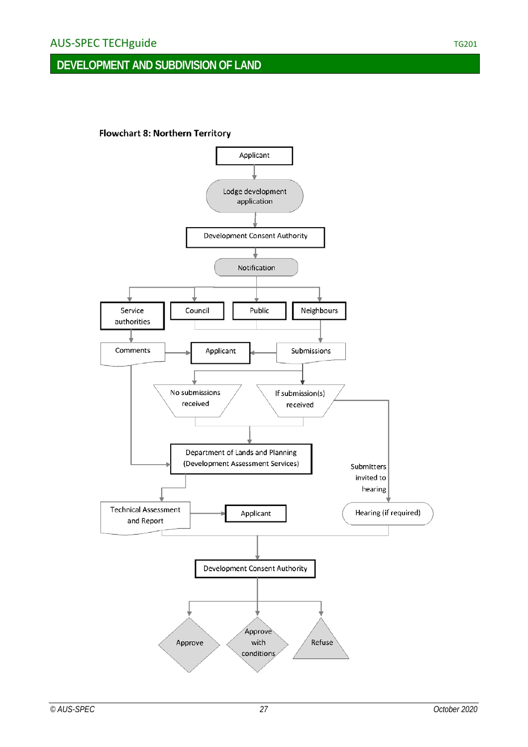**Flowchart 8: Northern Territory**

Applicant

Lodge development application

Development Consent Authority

Notification

Service authorities

Council

Public

Neighbours

Comments

Applicant

Submissions

No submissions received

If submission(s) received

Department of Lands and Planning (Development Assessment Services)

Submitters invited to hearing

Technical Assessment and Report

Applicant

Hearing (if required)

Development Consent Authority

Approve

Approve with conditions

Refuse